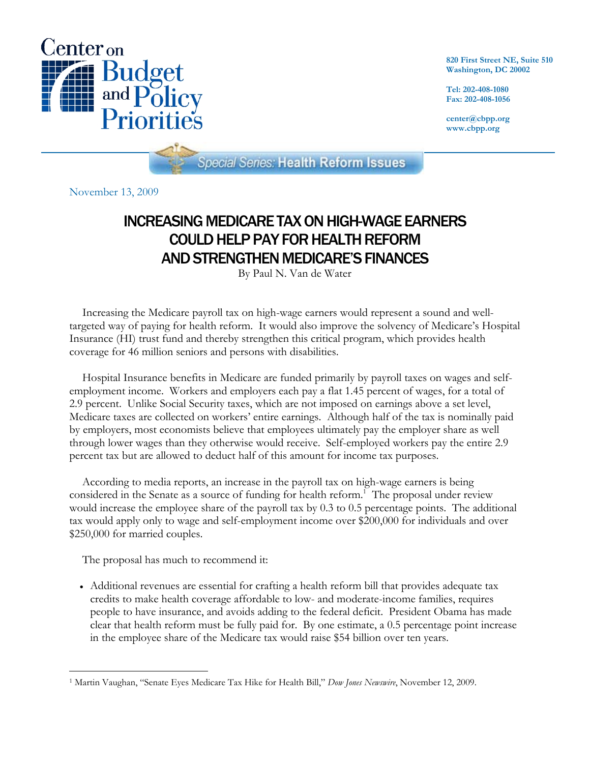Center on Budget and Policy Priorities

820 First Street NE, Suite 510
Washington, DC 20002

Tel: 202-408-1080
Fax: 202-408-1056

center@cbpp.org
www.cbpp.org

Special Series: Health Reform Issues

November 13, 2009

# INCREASING MEDICARE TAX ON HIGH-WAGE EARNERS COULD HELP PAY FOR HEALTH REFORM AND STRENGTHEN MEDICARE'S FINANCES

By Paul N. Van de Water

Increasing the Medicare payroll tax on high-wage earners would represent a sound and well-targeted way of paying for health reform. It would also improve the solvency of Medicare's Hospital Insurance (HI) trust fund and thereby strengthen this critical program, which provides health coverage for 46 million seniors and persons with disabilities.

Hospital Insurance benefits in Medicare are funded primarily by payroll taxes on wages and self-employment income. Workers and employers each pay a flat 1.45 percent of wages, for a total of 2.9 percent. Unlike Social Security taxes, which are not imposed on earnings above a set level, Medicare taxes are collected on workers' entire earnings. Although half of the tax is nominally paid by employers, most economists believe that employees ultimately pay the employer share as well through lower wages than they otherwise would receive. Self-employed workers pay the entire 2.9 percent tax but are allowed to deduct half of this amount for income tax purposes.

According to media reports, an increase in the payroll tax on high-wage earners is being considered in the Senate as a source of funding for health reform.[1] The proposal under review would increase the employee share of the payroll tax by 0.3 to 0.5 percentage points. The additional tax would apply only to wage and self-employment income over $200,000 for individuals and over $250,000 for married couples.

The proposal has much to recommend it:

- Additional revenues are essential for crafting a health reform bill that provides adequate tax credits to make health coverage affordable to low- and moderate-income families, requires people to have insurance, and avoids adding to the federal deficit. President Obama has made clear that health reform must be fully paid for. By one estimate, a 0.5 percentage point increase in the employee share of the Medicare tax would raise $54 billion over ten years.

---

[1] Martin Vaughan, "Senate Eyes Medicare Tax Hike for Health Bill," *Dow Jones Newswire*, November 12, 2009.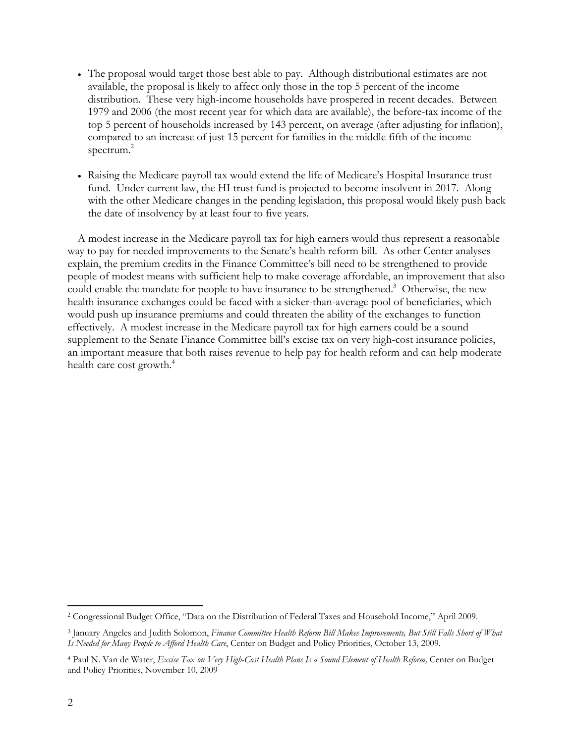- The proposal would target those best able to pay. Although distributional estimates are not available, the proposal is likely to affect only those in the top 5 percent of the income distribution. These very high-income households have prospered in recent decades. Between 1979 and 2006 (the most recent year for which data are available), the before-tax income of the top 5 percent of households increased by 143 percent, on average (after adjusting for inflation), compared to an increase of just 15 percent for families in the middle fifth of the income spectrum.[2]

- Raising the Medicare payroll tax would extend the life of Medicare's Hospital Insurance trust fund. Under current law, the HI trust fund is projected to become insolvent in 2017. Along with the other Medicare changes in the pending legislation, this proposal would likely push back the date of insolvency by at least four to five years.

A modest increase in the Medicare payroll tax for high earners would thus represent a reasonable way to pay for needed improvements to the Senate's health reform bill. As other Center analyses explain, the premium credits in the Finance Committee's bill need to be strengthened to provide people of modest means with sufficient help to make coverage affordable, an improvement that also could enable the mandate for people to have insurance to be strengthened.[3] Otherwise, the new health insurance exchanges could be faced with a sicker-than-average pool of beneficiaries, which would push up insurance premiums and could threaten the ability of the exchanges to function effectively. A modest increase in the Medicare payroll tax for high earners could be a sound supplement to the Senate Finance Committee bill's excise tax on very high-cost insurance policies, an important measure that both raises revenue to help pay for health reform and can help moderate health care cost growth.[4]

---

[2] Congressional Budget Office, "Data on the Distribution of Federal Taxes and Household Income," April 2009.

[3] January Angeles and Judith Solomon, *Finance Committee Health Reform Bill Makes Improvements, But Still Falls Short of What Is Needed for Many People to Afford Health Care*, Center on Budget and Policy Priorities, October 13, 2009.

[4] Paul N. Van de Water, *Excise Tax on Very High-Cost Health Plans Is a Sound Element of Health Reform,* Center on Budget and Policy Priorities, November 10, 2009